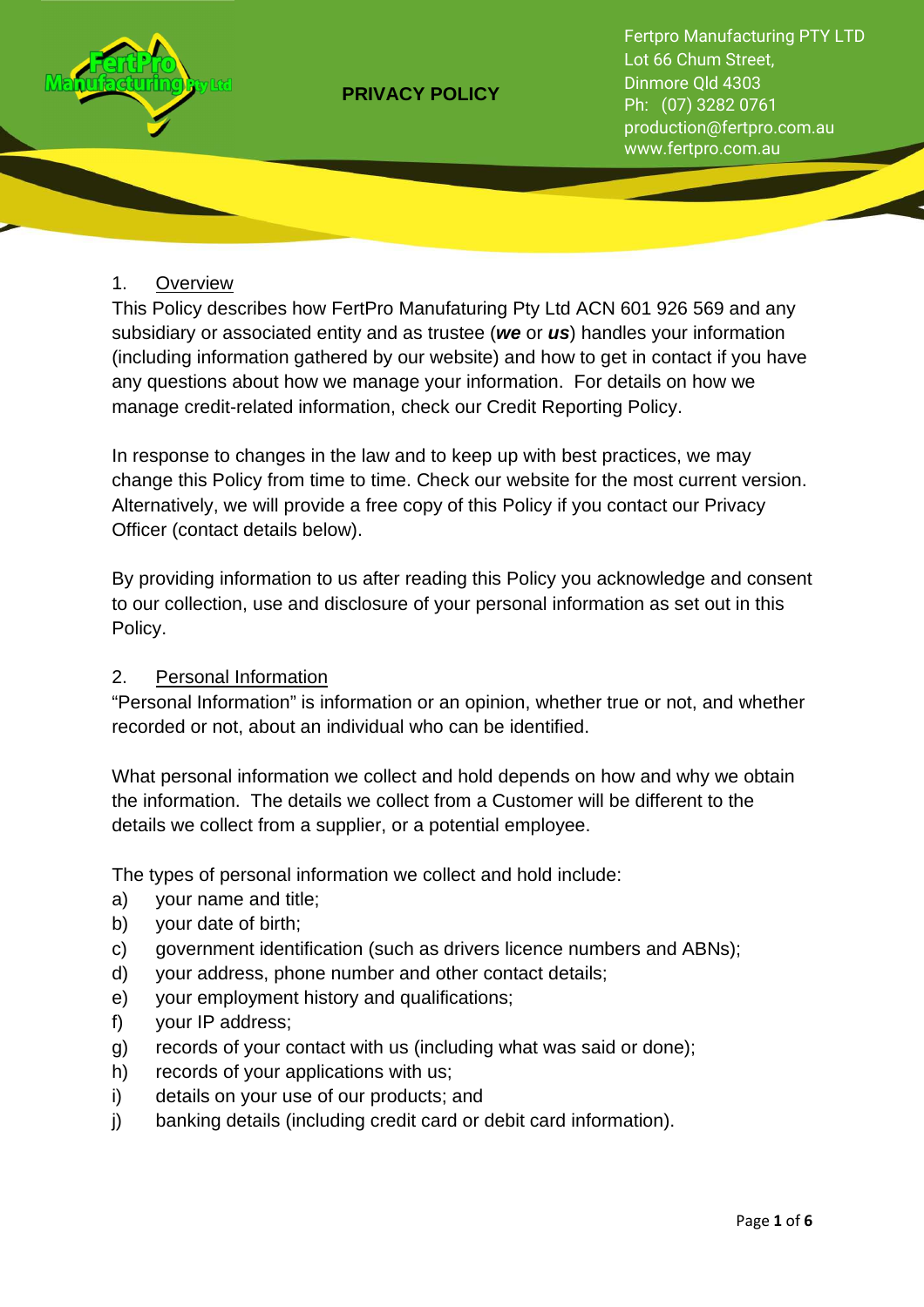Fertpro Manufacturing PTY LTD
Lot 66 Chum Street,
Dinmore Qld 4303
Ph: (07) 3282 0761
production@fertpro.com.au
www.fertpro.com.au

# PRIVACY POLICY

## 1. Overview

This Policy describes how FertPro Manufaturing Pty Ltd ACN 601 926 569 and any subsidiary or associated entity and as trustee (***we*** or ***us***) handles your information (including information gathered by our website) and how to get in contact if you have any questions about how we manage your information. For details on how we manage credit-related information, check our Credit Reporting Policy.

In response to changes in the law and to keep up with best practices, we may change this Policy from time to time. Check our website for the most current version. Alternatively, we will provide a free copy of this Policy if you contact our Privacy Officer (contact details below).

By providing information to us after reading this Policy you acknowledge and consent to our collection, use and disclosure of your personal information as set out in this Policy.

## 2. Personal Information

"Personal Information" is information or an opinion, whether true or not, and whether recorded or not, about an individual who can be identified.

What personal information we collect and hold depends on how and why we obtain the information. The details we collect from a Customer will be different to the details we collect from a supplier, or a potential employee.

The types of personal information we collect and hold include:

a) your name and title;
b) your date of birth;
c) government identification (such as drivers licence numbers and ABNs);
d) your address, phone number and other contact details;
e) your employment history and qualifications;
f) your IP address;
g) records of your contact with us (including what was said or done);
h) records of your applications with us;
i) details on your use of our products; and
j) banking details (including credit card or debit card information).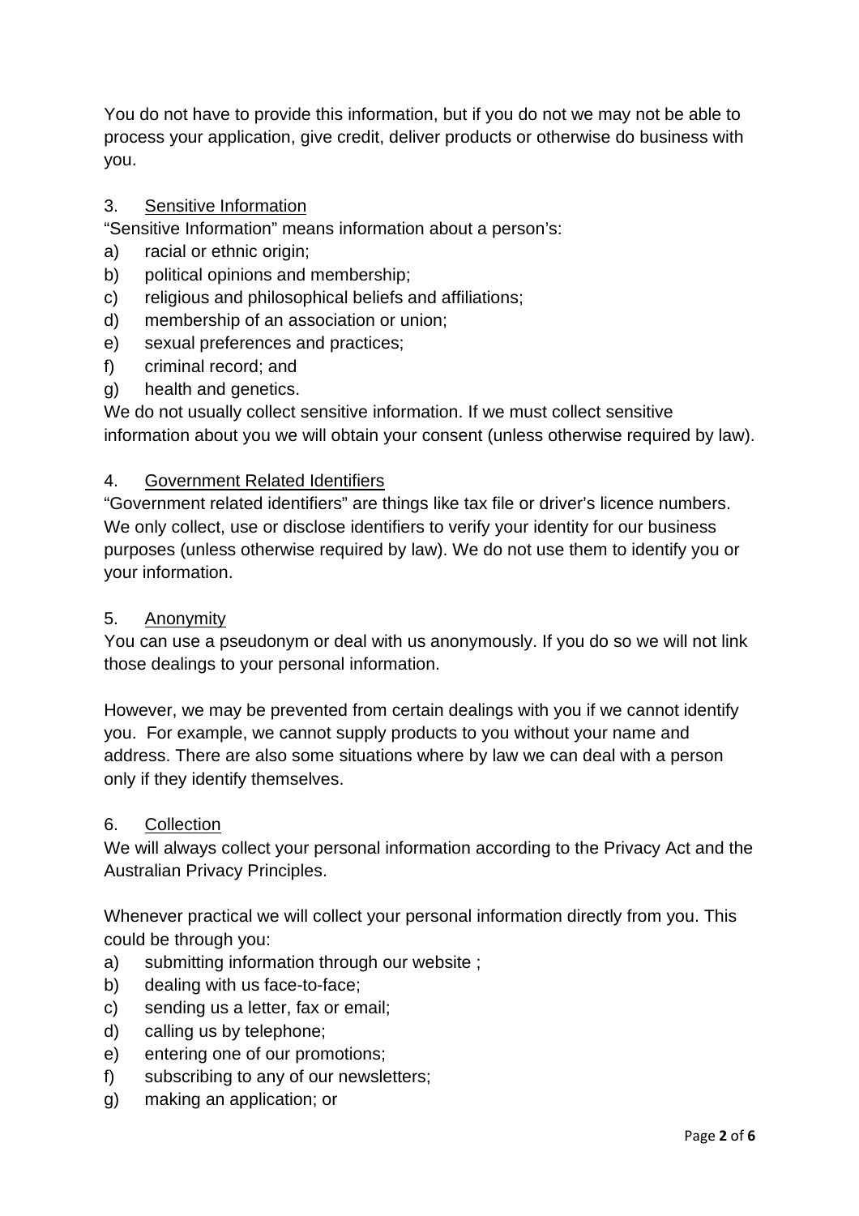You do not have to provide this information, but if you do not we may not be able to process your application, give credit, deliver products or otherwise do business with you.

## 3. Sensitive Information

"Sensitive Information" means information about a person's:

a) racial or ethnic origin;
b) political opinions and membership;
c) religious and philosophical beliefs and affiliations;
d) membership of an association or union;
e) sexual preferences and practices;
f) criminal record; and
g) health and genetics.

We do not usually collect sensitive information. If we must collect sensitive information about you we will obtain your consent (unless otherwise required by law).

## 4. Government Related Identifiers

"Government related identifiers" are things like tax file or driver's licence numbers. We only collect, use or disclose identifiers to verify your identity for our business purposes (unless otherwise required by law). We do not use them to identify you or your information.

## 5. Anonymity

You can use a pseudonym or deal with us anonymously. If you do so we will not link those dealings to your personal information.

However, we may be prevented from certain dealings with you if we cannot identify you. For example, we cannot supply products to you without your name and address. There are also some situations where by law we can deal with a person only if they identify themselves.

## 6. Collection

We will always collect your personal information according to the Privacy Act and the Australian Privacy Principles.

Whenever practical we will collect your personal information directly from you. This could be through you:

a) submitting information through our website ;
b) dealing with us face-to-face;
c) sending us a letter, fax or email;
d) calling us by telephone;
e) entering one of our promotions;
f) subscribing to any of our newsletters;
g) making an application; or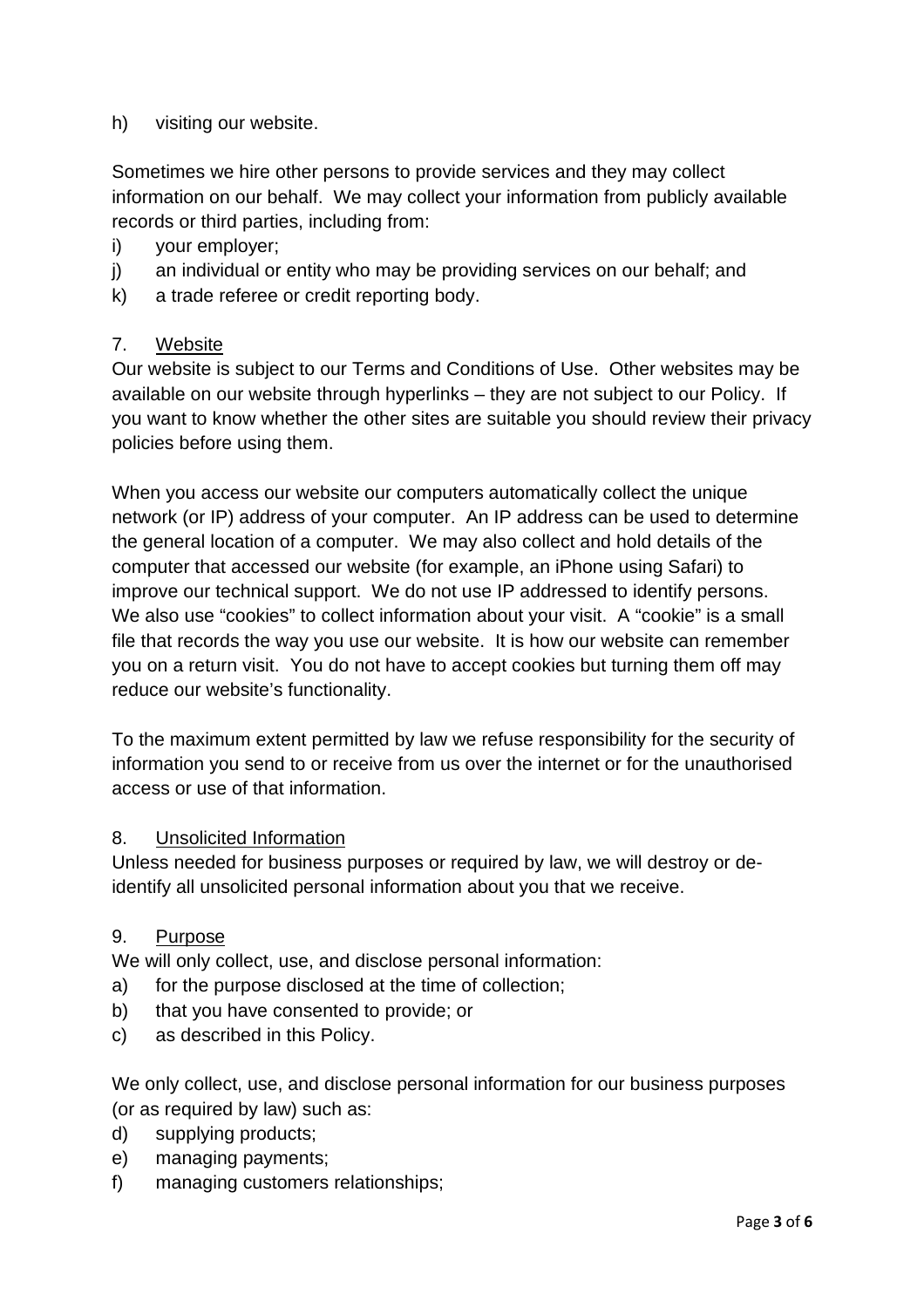h) visiting our website.

Sometimes we hire other persons to provide services and they may collect information on our behalf. We may collect your information from publicly available records or third parties, including from:

i) your employer;
j) an individual or entity who may be providing services on our behalf; and
k) a trade referee or credit reporting body.

## 7. Website

Our website is subject to our Terms and Conditions of Use. Other websites may be available on our website through hyperlinks – they are not subject to our Policy. If you want to know whether the other sites are suitable you should review their privacy policies before using them.

When you access our website our computers automatically collect the unique network (or IP) address of your computer. An IP address can be used to determine the general location of a computer. We may also collect and hold details of the computer that accessed our website (for example, an iPhone using Safari) to improve our technical support. We do not use IP addressed to identify persons. We also use "cookies" to collect information about your visit. A "cookie" is a small file that records the way you use our website. It is how our website can remember you on a return visit. You do not have to accept cookies but turning them off may reduce our website's functionality.

To the maximum extent permitted by law we refuse responsibility for the security of information you send to or receive from us over the internet or for the unauthorised access or use of that information.

## 8. Unsolicited Information

Unless needed for business purposes or required by law, we will destroy or de-identify all unsolicited personal information about you that we receive.

## 9. Purpose

We will only collect, use, and disclose personal information:

a) for the purpose disclosed at the time of collection;
b) that you have consented to provide; or
c) as described in this Policy.

We only collect, use, and disclose personal information for our business purposes (or as required by law) such as:

d) supplying products;
e) managing payments;
f) managing customers relationships;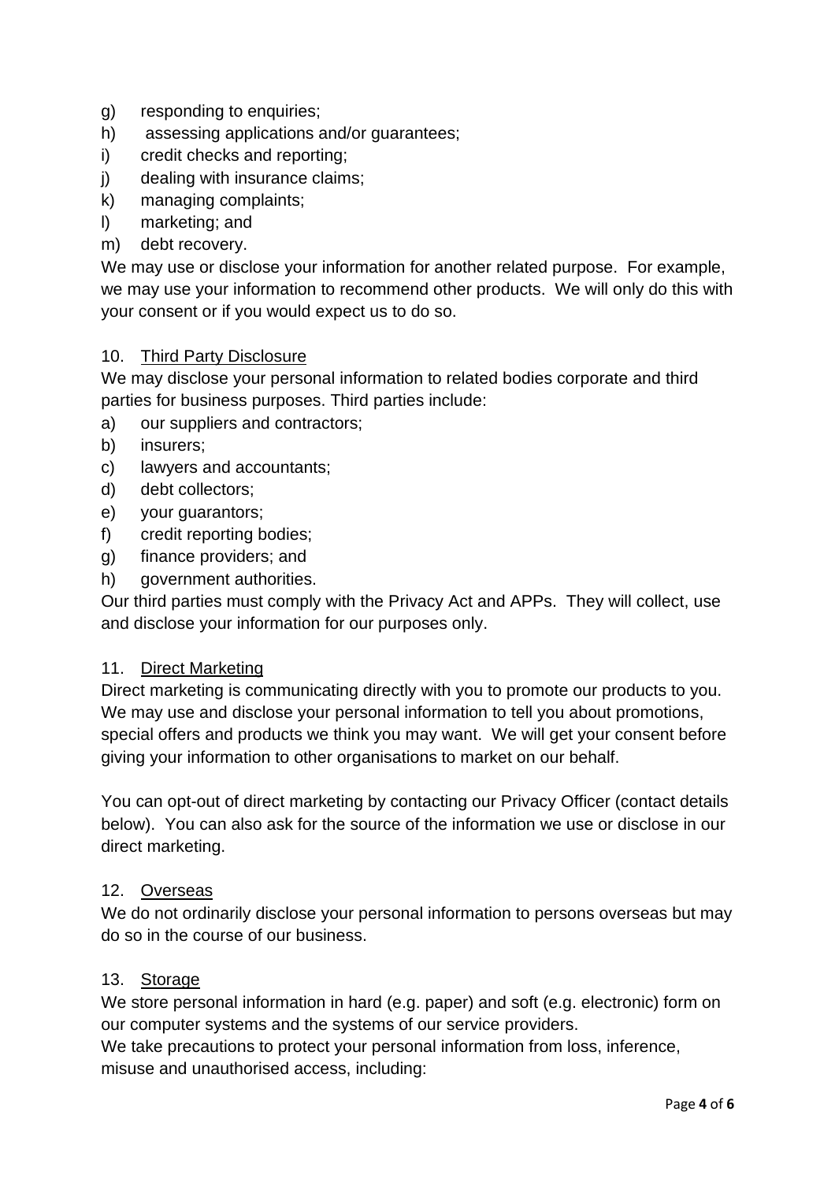g) responding to enquiries;
h) assessing applications and/or guarantees;
i) credit checks and reporting;
j) dealing with insurance claims;
k) managing complaints;
l) marketing; and
m) debt recovery.

We may use or disclose your information for another related purpose. For example, we may use your information to recommend other products. We will only do this with your consent or if you would expect us to do so.

## 10. Third Party Disclosure

We may disclose your personal information to related bodies corporate and third parties for business purposes. Third parties include:

a) our suppliers and contractors;
b) insurers;
c) lawyers and accountants;
d) debt collectors;
e) your guarantors;
f) credit reporting bodies;
g) finance providers; and
h) government authorities.

Our third parties must comply with the Privacy Act and APPs. They will collect, use and disclose your information for our purposes only.

## 11. Direct Marketing

Direct marketing is communicating directly with you to promote our products to you. We may use and disclose your personal information to tell you about promotions, special offers and products we think you may want. We will get your consent before giving your information to other organisations to market on our behalf.

You can opt-out of direct marketing by contacting our Privacy Officer (contact details below). You can also ask for the source of the information we use or disclose in our direct marketing.

## 12. Overseas

We do not ordinarily disclose your personal information to persons overseas but may do so in the course of our business.

## 13. Storage

We store personal information in hard (e.g. paper) and soft (e.g. electronic) form on our computer systems and the systems of our service providers.

We take precautions to protect your personal information from loss, inference, misuse and unauthorised access, including: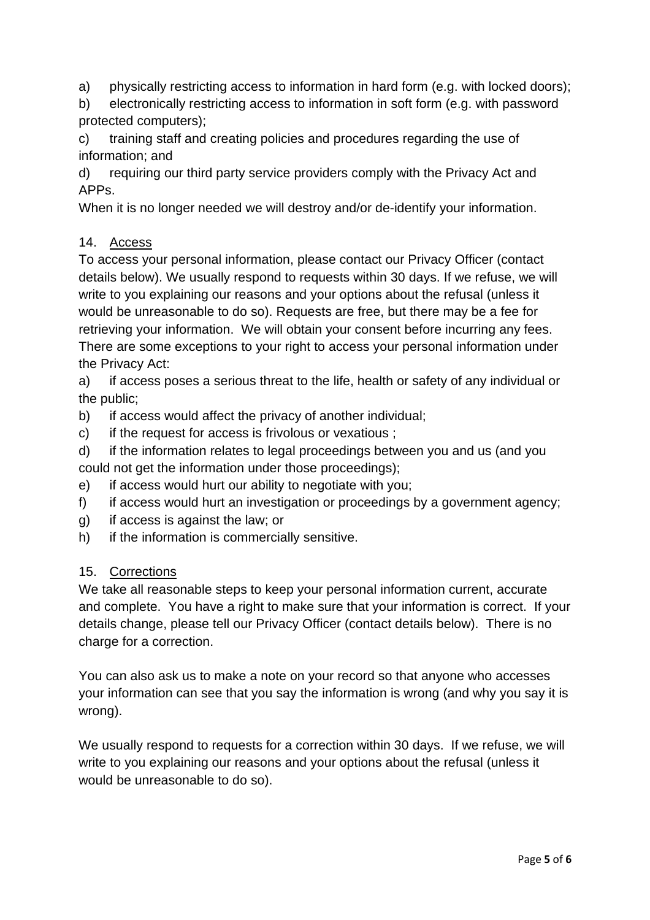a) physically restricting access to information in hard form (e.g. with locked doors);

b) electronically restricting access to information in soft form (e.g. with password protected computers);

c) training staff and creating policies and procedures regarding the use of information; and

d) requiring our third party service providers comply with the Privacy Act and APPs.

When it is no longer needed we will destroy and/or de-identify your information.

## 14. Access

To access your personal information, please contact our Privacy Officer (contact details below). We usually respond to requests within 30 days. If we refuse, we will write to you explaining our reasons and your options about the refusal (unless it would be unreasonable to do so). Requests are free, but there may be a fee for retrieving your information. We will obtain your consent before incurring any fees.

There are some exceptions to your right to access your personal information under the Privacy Act:

a) if access poses a serious threat to the life, health or safety of any individual or the public;

b) if access would affect the privacy of another individual;

c) if the request for access is frivolous or vexatious ;

d) if the information relates to legal proceedings between you and us (and you could not get the information under those proceedings);

e) if access would hurt our ability to negotiate with you;

f) if access would hurt an investigation or proceedings by a government agency;

g) if access is against the law; or

h) if the information is commercially sensitive.

## 15. Corrections

We take all reasonable steps to keep your personal information current, accurate and complete. You have a right to make sure that your information is correct. If your details change, please tell our Privacy Officer (contact details below). There is no charge for a correction.

You can also ask us to make a note on your record so that anyone who accesses your information can see that you say the information is wrong (and why you say it is wrong).

We usually respond to requests for a correction within 30 days. If we refuse, we will write to you explaining our reasons and your options about the refusal (unless it would be unreasonable to do so).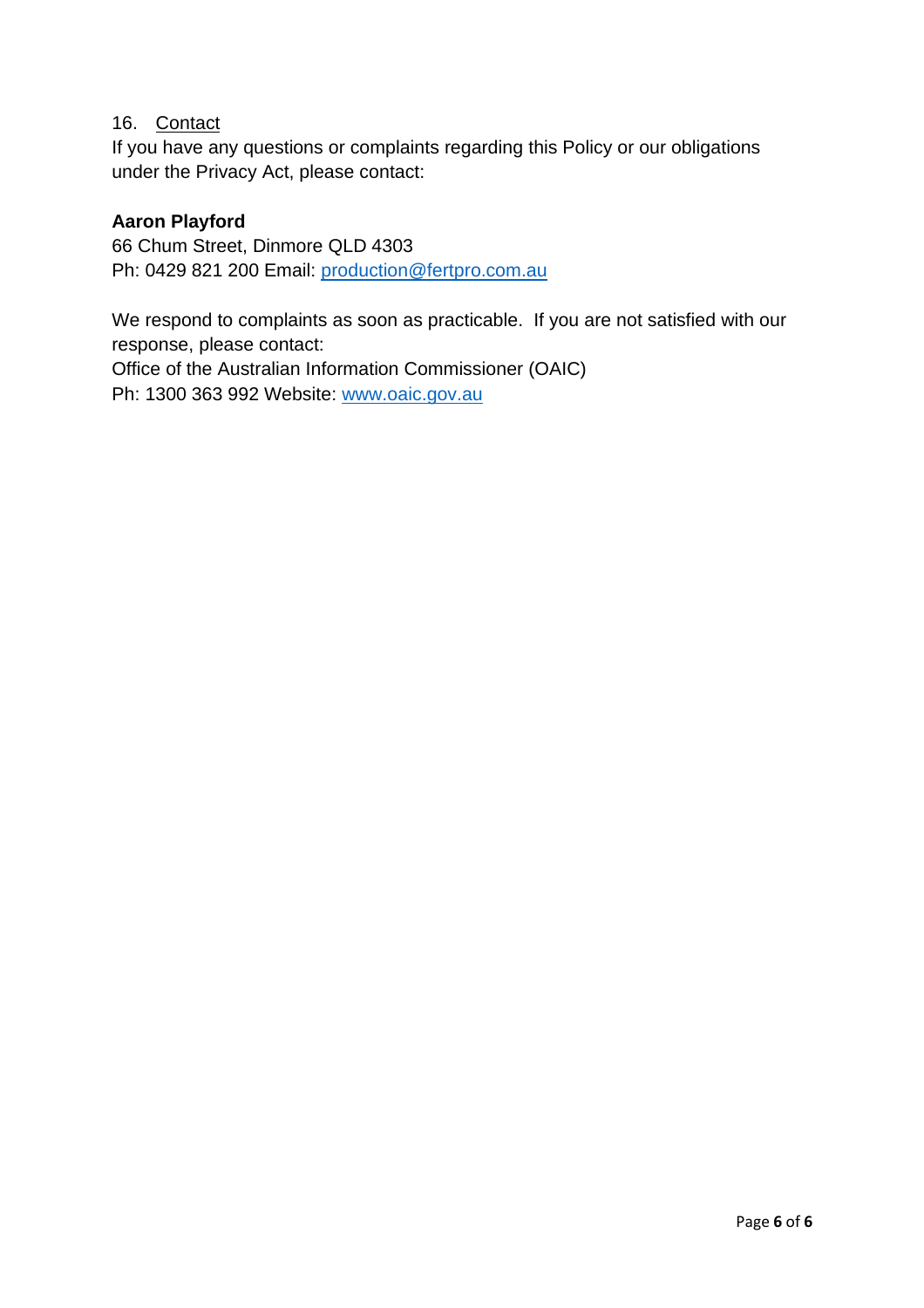16. Contact

If you have any questions or complaints regarding this Policy or our obligations under the Privacy Act, please contact:

**Aaron Playford**
66 Chum Street, Dinmore QLD 4303
Ph: 0429 821 200 Email: production@fertpro.com.au

We respond to complaints as soon as practicable. If you are not satisfied with our response, please contact:
Office of the Australian Information Commissioner (OAIC)
Ph: 1300 363 992 Website: www.oaic.gov.au